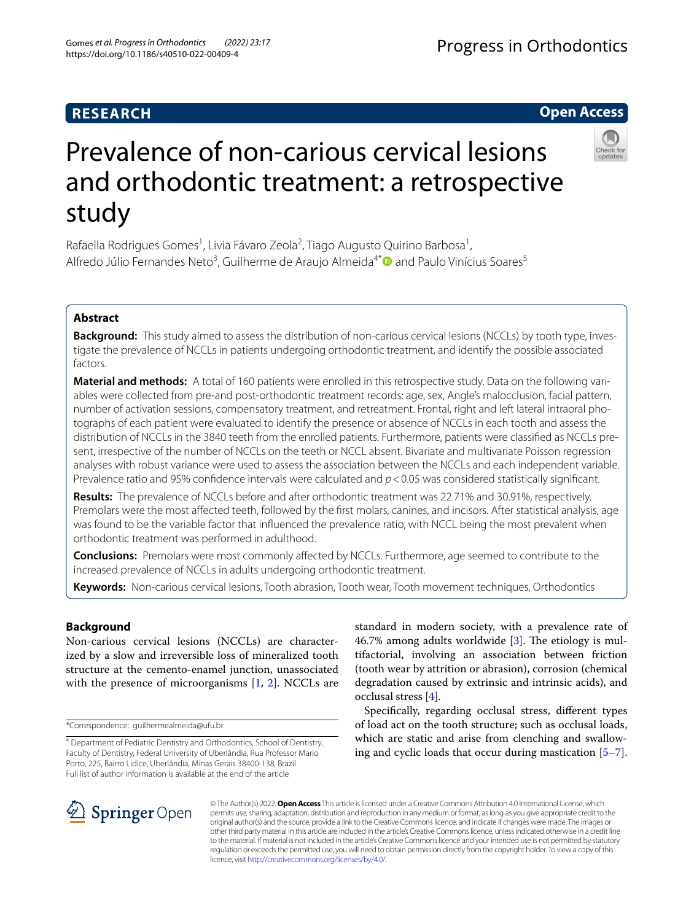**RESEARCH** **Open Access**

# Prevalence of non-carious cervical lesions and orthodontic treatment: a retrospective study

Rafaella Rodrigues Gomes[1], Livia Fávaro Zeola[2], Tiago Augusto Quirino Barbosa[1], Alfredo Júlio Fernandes Neto[3], Guilherme de Araujo Almeida[4*] and Paulo Vinícius Soares[5]

## Abstract

**Background:** This study aimed to assess the distribution of non-carious cervical lesions (NCCLs) by tooth type, investigate the prevalence of NCCLs in patients undergoing orthodontic treatment, and identify the possible associated factors.

**Material and methods:** A total of 160 patients were enrolled in this retrospective study. Data on the following variables were collected from pre-and post-orthodontic treatment records: age, sex, Angle's malocclusion, facial pattern, number of activation sessions, compensatory treatment, and retreatment. Frontal, right and left lateral intraoral photographs of each patient were evaluated to identify the presence or absence of NCCLs in each tooth and assess the distribution of NCCLs in the 3840 teeth from the enrolled patients. Furthermore, patients were classified as NCCLs present, irrespective of the number of NCCLs on the teeth or NCCL absent. Bivariate and multivariate Poisson regression analyses with robust variance were used to assess the association between the NCCLs and each independent variable. Prevalence ratio and 95% confidence intervals were calculated and $p < 0.05$ was considered statistically significant.

**Results:** The prevalence of NCCLs before and after orthodontic treatment was 22.71% and 30.91%, respectively. Premolars were the most affected teeth, followed by the first molars, canines, and incisors. After statistical analysis, age was found to be the variable factor that influenced the prevalence ratio, with NCCL being the most prevalent when orthodontic treatment was performed in adulthood.

**Conclusions:** Premolars were most commonly affected by NCCLs. Furthermore, age seemed to contribute to the increased prevalence of NCCLs in adults undergoing orthodontic treatment.

**Keywords:** Non-carious cervical lesions, Tooth abrasion, Tooth wear, Tooth movement techniques, Orthodontics

## Background

Non-carious cervical lesions (NCCLs) are characterized by a slow and irreversible loss of mineralized tooth structure at the cemento-enamel junction, unassociated with the presence of microorganisms [1, 2]. NCCLs are standard in modern society, with a prevalence rate of 46.7% among adults worldwide [3]. The etiology is multifactorial, involving an association between friction (tooth wear by attrition or abrasion), corrosion (chemical degradation caused by extrinsic and intrinsic acids), and occlusal stress [4].

Specifically, regarding occlusal stress, different types of load act on the tooth structure; such as occlusal loads, which are static and arise from clenching and swallowing and cyclic loads that occur during mastication [5–7].

*Correspondence: guilhermealmeida@ufu.br

[4] Department of Pediatric Dentistry and Orthodontics, School of Dentistry, Faculty of Dentistry, Federal University of Uberlândia, Rua Professor Mario Porto, 225, Bairro Lidice, Uberlândia, Minas Gerais 38400-138, Brazil

Full list of author information is available at the end of the article

© The Author(s) 2022. **Open Access** This article is licensed under a Creative Commons Attribution 4.0 International License, which permits use, sharing, adaptation, distribution and reproduction in any medium or format, as long as you give appropriate credit to the original author(s) and the source, provide a link to the Creative Commons licence, and indicate if changes were made. The images or other third party material in this article are included in the article's Creative Commons licence, unless indicated otherwise in a credit line to the material. If material is not included in the article's Creative Commons licence and your intended use is not permitted by statutory regulation or exceeds the permitted use, you will need to obtain permission directly from the copyright holder. To view a copy of this licence, visit http://creativecommons.org/licenses/by/4.0/.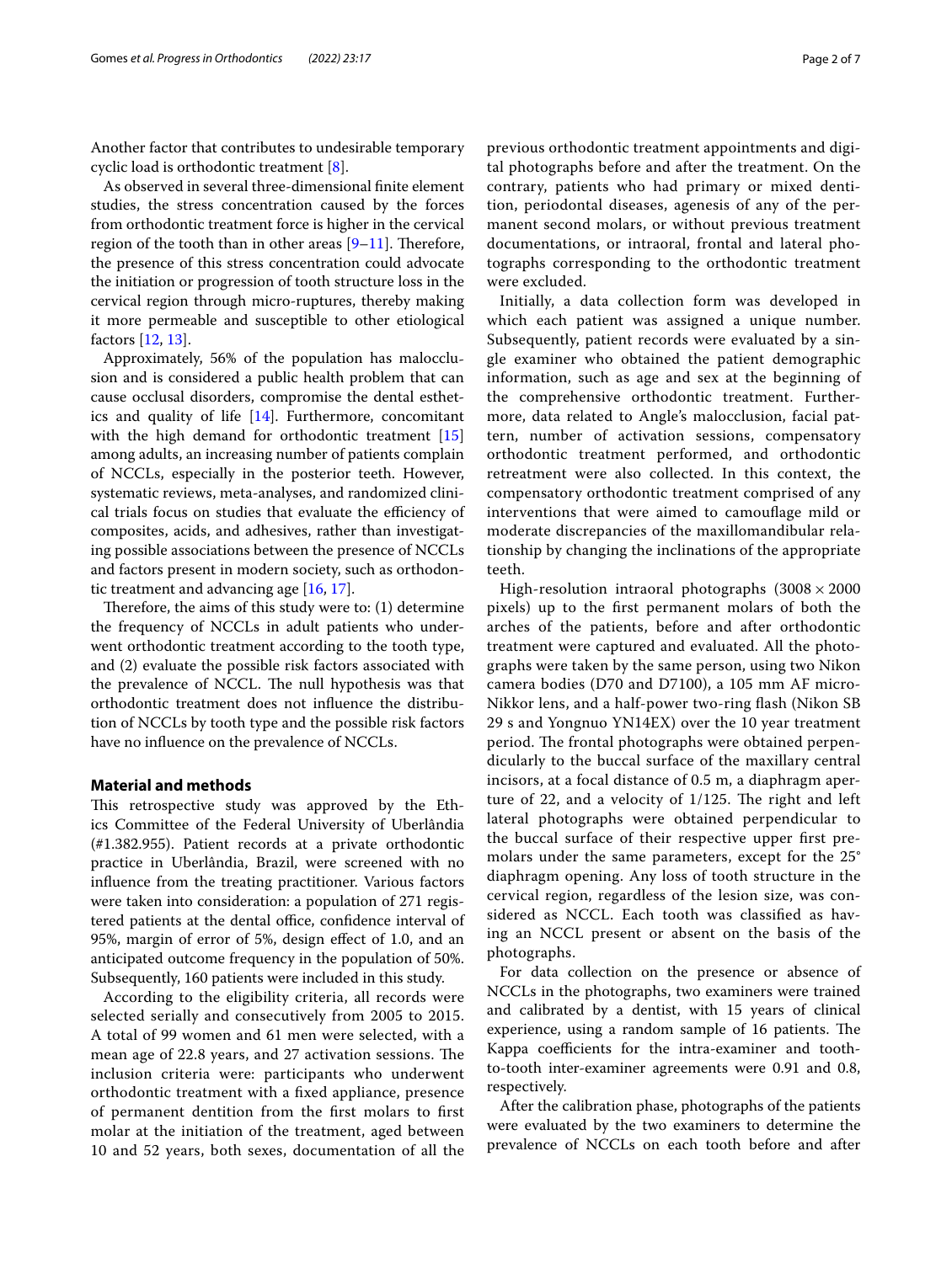Another factor that contributes to undesirable temporary cyclic load is orthodontic treatment [8].

As observed in several three-dimensional finite element studies, the stress concentration caused by the forces from orthodontic treatment force is higher in the cervical region of the tooth than in other areas [9–11]. Therefore, the presence of this stress concentration could advocate the initiation or progression of tooth structure loss in the cervical region through micro-ruptures, thereby making it more permeable and susceptible to other etiological factors [12, 13].

Approximately, 56% of the population has malocclusion and is considered a public health problem that can cause occlusal disorders, compromise the dental esthetics and quality of life [14]. Furthermore, concomitant with the high demand for orthodontic treatment [15] among adults, an increasing number of patients complain of NCCLs, especially in the posterior teeth. However, systematic reviews, meta-analyses, and randomized clinical trials focus on studies that evaluate the efficiency of composites, acids, and adhesives, rather than investigating possible associations between the presence of NCCLs and factors present in modern society, such as orthodontic treatment and advancing age [16, 17].

Therefore, the aims of this study were to: (1) determine the frequency of NCCLs in adult patients who underwent orthodontic treatment according to the tooth type, and (2) evaluate the possible risk factors associated with the prevalence of NCCL. The null hypothesis was that orthodontic treatment does not influence the distribution of NCCLs by tooth type and the possible risk factors have no influence on the prevalence of NCCLs.

## Material and methods

This retrospective study was approved by the Ethics Committee of the Federal University of Uberlândia (#1.382.955). Patient records at a private orthodontic practice in Uberlândia, Brazil, were screened with no influence from the treating practitioner. Various factors were taken into consideration: a population of 271 registered patients at the dental office, confidence interval of 95%, margin of error of 5%, design effect of 1.0, and an anticipated outcome frequency in the population of 50%. Subsequently, 160 patients were included in this study.

According to the eligibility criteria, all records were selected serially and consecutively from 2005 to 2015. A total of 99 women and 61 men were selected, with a mean age of 22.8 years, and 27 activation sessions. The inclusion criteria were: participants who underwent orthodontic treatment with a fixed appliance, presence of permanent dentition from the first molars to first molar at the initiation of the treatment, aged between 10 and 52 years, both sexes, documentation of all the previous orthodontic treatment appointments and digital photographs before and after the treatment. On the contrary, patients who had primary or mixed dentition, periodontal diseases, agenesis of any of the permanent second molars, or without previous treatment documentations, or intraoral, frontal and lateral photographs corresponding to the orthodontic treatment were excluded.

Initially, a data collection form was developed in which each patient was assigned a unique number. Subsequently, patient records were evaluated by a single examiner who obtained the patient demographic information, such as age and sex at the beginning of the comprehensive orthodontic treatment. Furthermore, data related to Angle's malocclusion, facial pattern, number of activation sessions, compensatory orthodontic treatment performed, and orthodontic retreatment were also collected. In this context, the compensatory orthodontic treatment comprised of any interventions that were aimed to camouflage mild or moderate discrepancies of the maxillomandibular relationship by changing the inclinations of the appropriate teeth.

High-resolution intraoral photographs ($3008 \times 2000$ pixels) up to the first permanent molars of both the arches of the patients, before and after orthodontic treatment were captured and evaluated. All the photographs were taken by the same person, using two Nikon camera bodies (D70 and D7100), a 105 mm AF micro-Nikkor lens, and a half-power two-ring flash (Nikon SB 29 s and Yongnuo YN14EX) over the 10 year treatment period. The frontal photographs were obtained perpendicularly to the buccal surface of the maxillary central incisors, at a focal distance of 0.5 m, a diaphragm aperture of 22, and a velocity of 1/125. The right and left lateral photographs were obtained perpendicular to the buccal surface of their respective upper first premolars under the same parameters, except for the 25° diaphragm opening. Any loss of tooth structure in the cervical region, regardless of the lesion size, was considered as NCCL. Each tooth was classified as having an NCCL present or absent on the basis of the photographs.

For data collection on the presence or absence of NCCLs in the photographs, two examiners were trained and calibrated by a dentist, with 15 years of clinical experience, using a random sample of 16 patients. The Kappa coefficients for the intra-examiner and tooth-to-tooth inter-examiner agreements were 0.91 and 0.8, respectively.

After the calibration phase, photographs of the patients were evaluated by the two examiners to determine the prevalence of NCCLs on each tooth before and after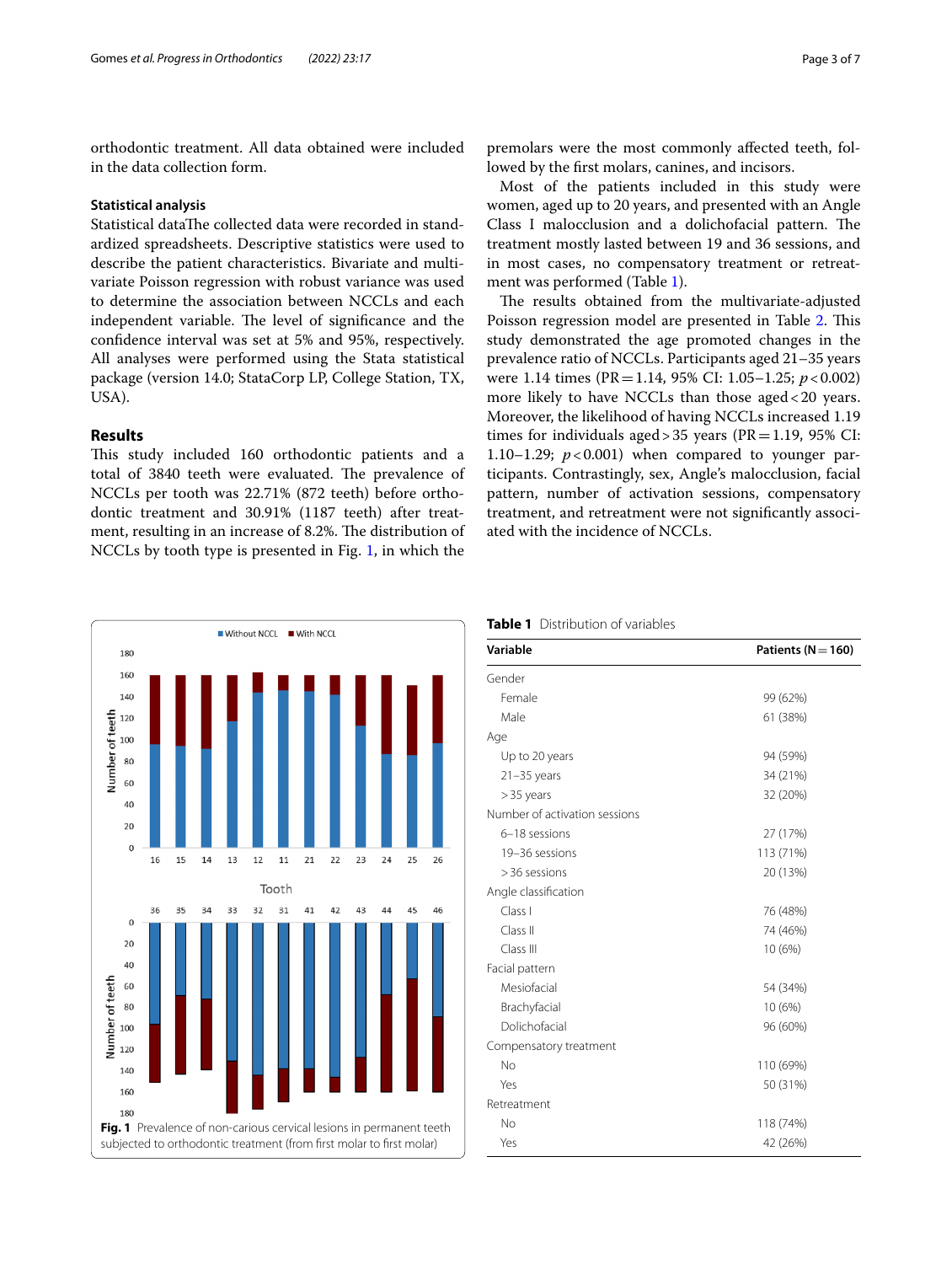orthodontic treatment. All data obtained were included in the data collection form.

### Statistical analysis

Statistical dataThe collected data were recorded in standardized spreadsheets. Descriptive statistics were used to describe the patient characteristics. Bivariate and multivariate Poisson regression with robust variance was used to determine the association between NCCLs and each independent variable. The level of significance and the confidence interval was set at 5% and 95%, respectively. All analyses were performed using the Stata statistical package (version 14.0; StataCorp LP, College Station, TX, USA).

## Results

This study included 160 orthodontic patients and a total of 3840 teeth were evaluated. The prevalence of NCCLs per tooth was 22.71% (872 teeth) before orthodontic treatment and 30.91% (1187 teeth) after treatment, resulting in an increase of 8.2%. The distribution of NCCLs by tooth type is presented in Fig. 1, in which the premolars were the most commonly affected teeth, followed by the first molars, canines, and incisors.

Most of the patients included in this study were women, aged up to 20 years, and presented with an Angle Class I malocclusion and a dolichofacial pattern. The treatment mostly lasted between 19 and 36 sessions, and in most cases, no compensatory treatment or retreatment was performed (Table 1).

The results obtained from the multivariate-adjusted Poisson regression model are presented in Table 2. This study demonstrated the age promoted changes in the prevalence ratio of NCCLs. Participants aged 21–35 years were 1.14 times (PR = 1.14, 95% CI: 1.05–1.25; $p < 0.002$) more likely to have NCCLs than those aged < 20 years. Moreover, the likelihood of having NCCLs increased 1.19 times for individuals aged > 35 years (PR = 1.19, 95% CI: 1.10–1.29; $p < 0.001$) when compared to younger participants. Contrastingly, sex, Angle's malocclusion, facial pattern, number of activation sessions, compensatory treatment, and retreatment were not significantly associated with the incidence of NCCLs.

**Fig. 1** Prevalence of non-carious cervical lesions in permanent teeth subjected to orthodontic treatment (from first molar to first molar)

**Table 1** Distribution of variables

| Variable | Patients (N = 160) |
|---|---|
| Gender | |
| Female | 99 (62%) |
| Male | 61 (38%) |
| Age | |
| Up to 20 years | 94 (59%) |
| 21–35 years | 34 (21%) |
| > 35 years | 32 (20%) |
| Number of activation sessions | |
| 6–18 sessions | 27 (17%) |
| 19–36 sessions | 113 (71%) |
| > 36 sessions | 20 (13%) |
| Angle classification | |
| Class I | 76 (48%) |
| Class II | 74 (46%) |
| Class III | 10 (6%) |
| Facial pattern | |
| Mesiofacial | 54 (34%) |
| Brachyfacial | 10 (6%) |
| Dolichofacial | 96 (60%) |
| Compensatory treatment | |
| No | 110 (69%) |
| Yes | 50 (31%) |
| Retreatment | |
| No | 118 (74%) |
| Yes | 42 (26%) |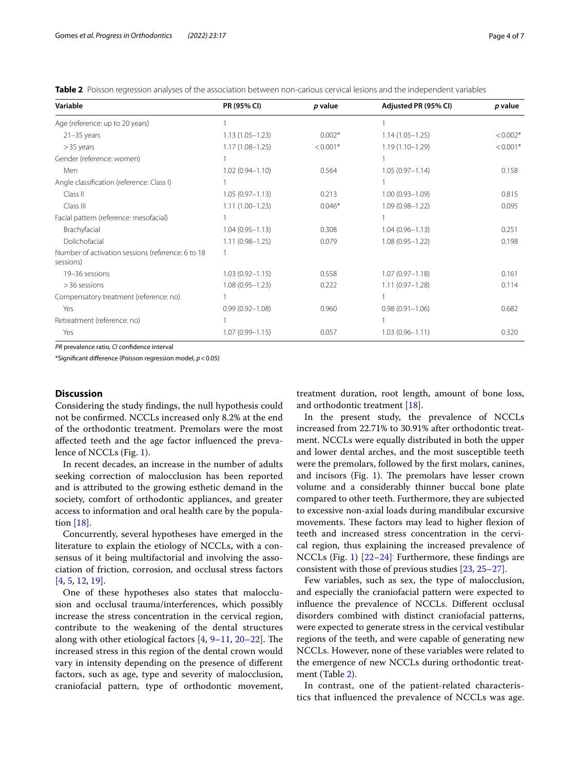**Table 2** Poisson regression analyses of the association between non-carious cervical lesions and the independent variables

| Variable | PR (95% CI) | *p* value | Adjusted PR (95% CI) | *p* value |
|---|---|---|---|---|
| Age (reference: up to 20 years) | 1 | | 1 | |
| 21–35 years | 1.13 (1.05–1.23) | 0.002* | 1.14 (1.05–1.25) | < 0.002* |
| > 35 years | 1.17 (1.08–1.25) | < 0.001* | 1.19 (1.10–1.29) | < 0.001* |
| Gender (reference: women) | 1 | | 1 | |
| Men | 1.02 (0.94–1.10) | 0.564 | 1.05 (0.97–1.14) | 0.158 |
| Angle classification (reference: Class I) | 1 | | 1 | |
| Class II | 1.05 (0.97–1.13) | 0.213 | 1.00 (0.93–1.09) | 0.815 |
| Class III | 1.11 (1.00–1.23) | 0.046* | 1.09 (0.98–1.22) | 0.095 |
| Facial pattern (reference: mesofacial) | 1 | | 1 | |
| Brachyfacial | 1.04 (0.95–1.13) | 0.308 | 1.04 (0.96–1.13) | 0.251 |
| Dolichofacial | 1.11 (0.98–1.25) | 0.079 | 1.08 (0.95–1.22) | 0.198 |
| Number of activation sessions (reference: 6 to 18 sessions) | 1 | | | |
| 19–36 sessions | 1.03 (0.92–1.15) | 0.558 | 1.07 (0.97–1.18) | 0.161 |
| > 36 sessions | 1.08 (0.95–1.23) | 0.222 | 1.11 (0.97–1.28) | 0.114 |
| Compensatory treatment (reference: no) | 1 | | 1 | |
| Yes | 0.99 (0.92–1.08) | 0.960 | 0.98 (0.91–1.06) | 0.682 |
| Retreatment (reference: no) | 1 | | 1 | |
| Yes | 1.07 (0.99–1.15) | 0.057 | 1.03 (0.96–1.11) | 0.320 |

*PR* prevalence ratio, *CI* confidence interval

*Significant difference (Poisson regression model, $p < 0.05$)

## Discussion

Considering the study findings, the null hypothesis could not be confirmed. NCCLs increased only 8.2% at the end of the orthodontic treatment. Premolars were the most affected teeth and the age factor influenced the prevalence of NCCLs (Fig. 1).

In recent decades, an increase in the number of adults seeking correction of malocclusion has been reported and is attributed to the growing esthetic demand in the society, comfort of orthodontic appliances, and greater access to information and oral health care by the population [18].

Concurrently, several hypotheses have emerged in the literature to explain the etiology of NCCLs, with a consensus of it being multifactorial and involving the association of friction, corrosion, and occlusal stress factors [4, 5, 12, 19].

One of these hypotheses also states that malocclusion and occlusal trauma/interferences, which possibly increase the stress concentration in the cervical region, contribute to the weakening of the dental structures along with other etiological factors [4, 9–11, 20–22]. The increased stress in this region of the dental crown would vary in intensity depending on the presence of different factors, such as age, type and severity of malocclusion, craniofacial pattern, type of orthodontic movement, treatment duration, root length, amount of bone loss, and orthodontic treatment [18].

In the present study, the prevalence of NCCLs increased from 22.71% to 30.91% after orthodontic treatment. NCCLs were equally distributed in both the upper and lower dental arches, and the most susceptible teeth were the premolars, followed by the first molars, canines, and incisors (Fig. 1). The premolars have lesser crown volume and a considerably thinner buccal bone plate compared to other teeth. Furthermore, they are subjected to excessive non-axial loads during mandibular excursive movements. These factors may lead to higher flexion of teeth and increased stress concentration in the cervical region, thus explaining the increased prevalence of NCCLs (Fig. 1) [22–24]. Furthermore, these findings are consistent with those of previous studies [23, 25–27].

Few variables, such as sex, the type of malocclusion, and especially the craniofacial pattern were expected to influence the prevalence of NCCLs. Different occlusal disorders combined with distinct craniofacial patterns, were expected to generate stress in the cervical vestibular regions of the teeth, and were capable of generating new NCCLs. However, none of these variables were related to the emergence of new NCCLs during orthodontic treatment (Table 2).

In contrast, one of the patient-related characteristics that influenced the prevalence of NCCLs was age.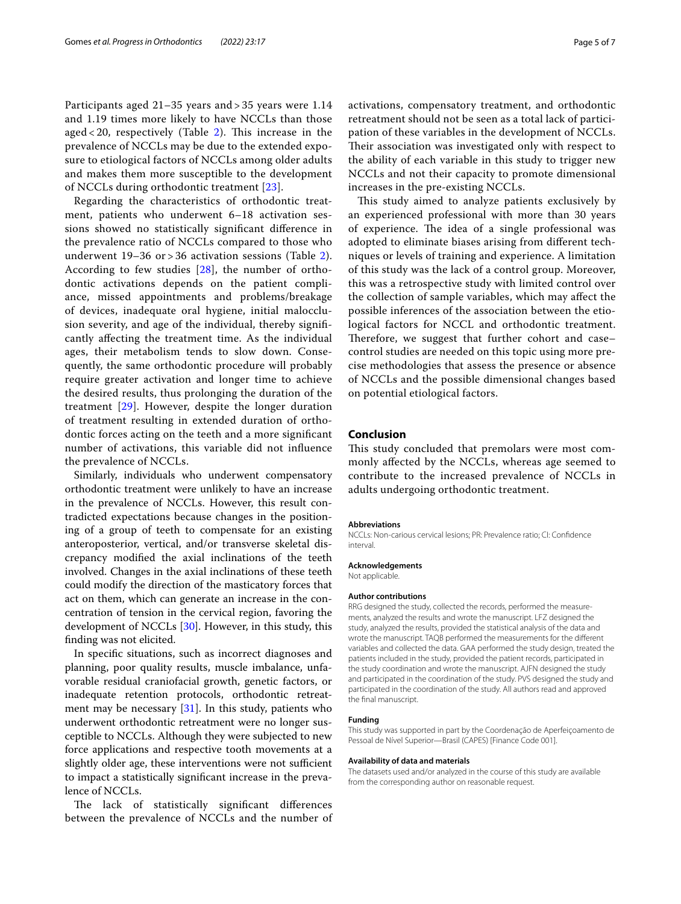Participants aged 21–35 years and > 35 years were 1.14 and 1.19 times more likely to have NCCLs than those aged < 20, respectively (Table 2). This increase in the prevalence of NCCLs may be due to the extended exposure to etiological factors of NCCLs among older adults and makes them more susceptible to the development of NCCLs during orthodontic treatment [23].

Regarding the characteristics of orthodontic treatment, patients who underwent 6–18 activation sessions showed no statistically significant difference in the prevalence ratio of NCCLs compared to those who underwent 19–36 or > 36 activation sessions (Table 2). According to few studies [28], the number of orthodontic activations depends on the patient compliance, missed appointments and problems/breakage of devices, inadequate oral hygiene, initial malocclusion severity, and age of the individual, thereby significantly affecting the treatment time. As the individual ages, their metabolism tends to slow down. Consequently, the same orthodontic procedure will probably require greater activation and longer time to achieve the desired results, thus prolonging the duration of the treatment [29]. However, despite the longer duration of treatment resulting in extended duration of orthodontic forces acting on the teeth and a more significant number of activations, this variable did not influence the prevalence of NCCLs.

Similarly, individuals who underwent compensatory orthodontic treatment were unlikely to have an increase in the prevalence of NCCLs. However, this result contradicted expectations because changes in the positioning of a group of teeth to compensate for an existing anteroposterior, vertical, and/or transverse skeletal discrepancy modified the axial inclinations of the teeth involved. Changes in the axial inclinations of these teeth could modify the direction of the masticatory forces that act on them, which can generate an increase in the concentration of tension in the cervical region, favoring the development of NCCLs [30]. However, in this study, this finding was not elicited.

In specific situations, such as incorrect diagnoses and planning, poor quality results, muscle imbalance, unfavorable residual craniofacial growth, genetic factors, or inadequate retention protocols, orthodontic retreatment may be necessary [31]. In this study, patients who underwent orthodontic retreatment were no longer susceptible to NCCLs. Although they were subjected to new force applications and respective tooth movements at a slightly older age, these interventions were not sufficient to impact a statistically significant increase in the prevalence of NCCLs.

The lack of statistically significant differences between the prevalence of NCCLs and the number of activations, compensatory treatment, and orthodontic retreatment should not be seen as a total lack of participation of these variables in the development of NCCLs. Their association was investigated only with respect to the ability of each variable in this study to trigger new NCCLs and not their capacity to promote dimensional increases in the pre-existing NCCLs.

This study aimed to analyze patients exclusively by an experienced professional with more than 30 years of experience. The idea of a single professional was adopted to eliminate biases arising from different techniques or levels of training and experience. A limitation of this study was the lack of a control group. Moreover, this was a retrospective study with limited control over the collection of sample variables, which may affect the possible inferences of the association between the etiological factors for NCCL and orthodontic treatment. Therefore, we suggest that further cohort and case–control studies are needed on this topic using more precise methodologies that assess the presence or absence of NCCLs and the possible dimensional changes based on potential etiological factors.

## Conclusion

This study concluded that premolars were most commonly affected by the NCCLs, whereas age seemed to contribute to the increased prevalence of NCCLs in adults undergoing orthodontic treatment.

#### Abbreviations
NCCLs: Non-carious cervical lesions; PR: Prevalence ratio; CI: Confidence interval.

#### Acknowledgements
Not applicable.

#### Author contributions
RRG designed the study, collected the records, performed the measurements, analyzed the results and wrote the manuscript. LFZ designed the study, analyzed the results, provided the statistical analysis of the data and wrote the manuscript. TAQB performed the measurements for the different variables and collected the data. GAA performed the study design, treated the patients included in the study, provided the patient records, participated in the study coordination and wrote the manuscript. AJFN designed the study and participated in the coordination of the study. PVS designed the study and participated in the coordination of the study. All authors read and approved the final manuscript.

#### Funding
This study was supported in part by the Coordenação de Aperfeiçoamento de Pessoal de Nível Superior—Brasil (CAPES) [Finance Code 001].

#### Availability of data and materials
The datasets used and/or analyzed in the course of this study are available from the corresponding author on reasonable request.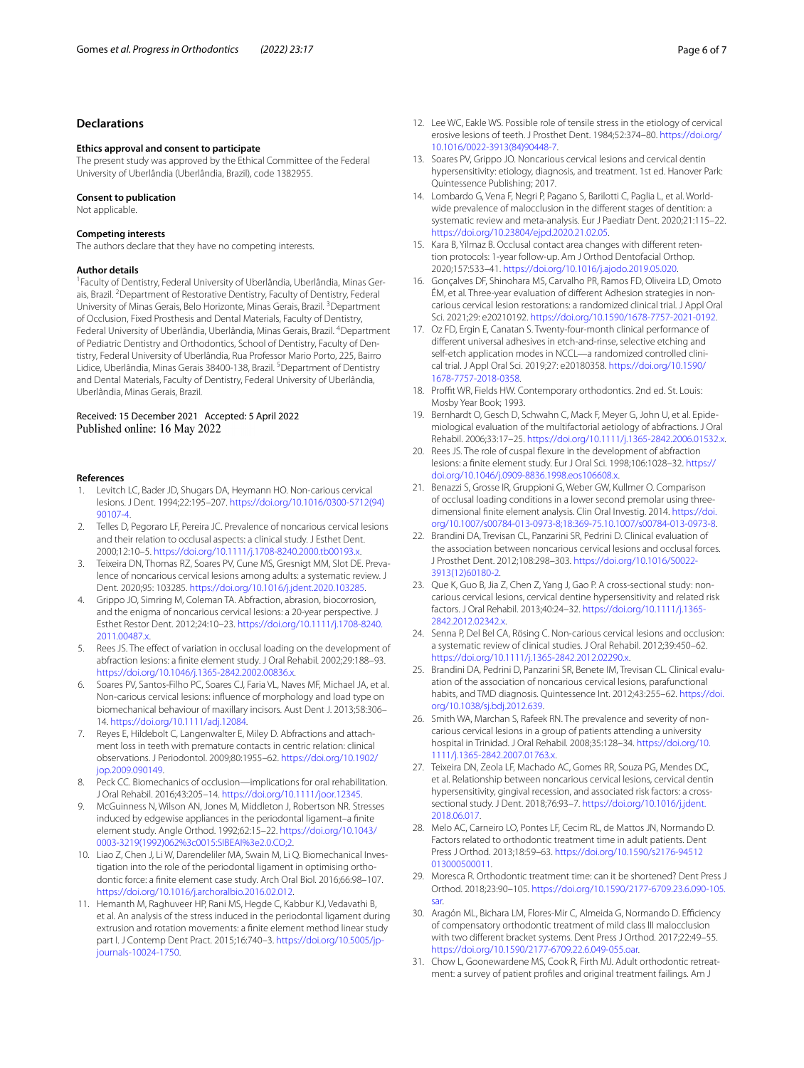## Declarations

### Ethics approval and consent to participate

The present study was approved by the Ethical Committee of the Federal University of Uberlândia (Uberlândia, Brazil), code 1382955.

### Consent to publication

Not applicable.

### Competing interests

The authors declare that they have no competing interests.

### Author details

[1]Faculty of Dentistry, Federal University of Uberlândia, Uberlândia, Minas Gerais, Brazil. [2]Department of Restorative Dentistry, Faculty of Dentistry, Federal University of Minas Gerais, Belo Horizonte, Minas Gerais, Brazil. [3]Department of Occlusion, Fixed Prosthesis and Dental Materials, Faculty of Dentistry, Federal University of Uberlândia, Uberlândia, Minas Gerais, Brazil. [4]Department of Pediatric Dentistry and Orthodontics, School of Dentistry, Federal University of Uberlândia, Rua Professor Mario Porto, 225, Bairro Lidice, Uberlândia, Minas Gerais 38400-138, Brazil. [5]Department of Dentistry and Dental Materials, Faculty of Dentistry, Federal University of Uberlândia, Uberlândia, Minas Gerais, Brazil.

Received: 15 December 2021 Accepted: 5 April 2022
Published online: 16 May 2022

### References

1. Levitch LC, Bader JD, Shugars DA, Heymann HO. Non-carious cervical lesions. J Dent. 1994;22:195–207. https://doi.org/10.1016/0300-5712(94)90107-4.
2. Telles D, Pegoraro LF, Pereira JC. Prevalence of noncarious cervical lesions and their relation to occlusal aspects: a clinical study. J Esthet Dent. 2000;12:10–5. https://doi.org/10.1111/j.1708-8240.2000.tb00193.x.
3. Teixeira DN, Thomas RZ, Soares PV, Cune MS, Gresnigt MM, Slot DE. Prevalence of noncarious cervical lesions among adults: a systematic review. J Dent. 2020;95: 103285. https://doi.org/10.1016/j.jdent.2020.103285.
4. Grippo JO, Simring M, Coleman TA. Abfraction, abrasion, biocorrosion, and the enigma of noncarious cervical lesions: a 20-year perspective. J Esthet Restor Dent. 2012;24:10–23. https://doi.org/10.1111/j.1708-8240.2011.00487.x.
5. Rees JS. The effect of variation in occlusal loading on the development of abfraction lesions: a finite element study. J Oral Rehabil. 2002;29:188–93. https://doi.org/10.1046/j.1365-2842.2002.00836.x.
6. Soares PV, Santos-Filho PC, Soares CJ, Faria VL, Naves MF, Michael JA, et al. Non-carious cervical lesions: influence of morphology and load type on biomechanical behaviour of maxillary incisors. Aust Dent J. 2013;58:306–14. https://doi.org/10.1111/adj.12084.
7. Reyes E, Hildebolt C, Langenwalter E, Miley D. Abfractions and attachment loss in teeth with premature contacts in centric relation: clinical observations. J Periodontol. 2009;80:1955–62. https://doi.org/10.1902/jop.2009.090149.
8. Peck CC. Biomechanics of occlusion—implications for oral rehabilitation. J Oral Rehabil. 2016;43:205–14. https://doi.org/10.1111/joor.12345.
9. McGuinness N, Wilson AN, Jones M, Middleton J, Robertson NR. Stresses induced by edgewise appliances in the periodontal ligament–a finite element study. Angle Orthod. 1992;62:15–22. https://doi.org/10.1043/0003-3219(1992)062%3c0015:SIBEAI%3e2.0.CO;2.
10. Liao Z, Chen J, Li W, Darendeliler MA, Swain M, Li Q. Biomechanical Investigation into the role of the periodontal ligament in optimising orthodontic force: a finite element case study. Arch Oral Biol. 2016;66:98–107. https://doi.org/10.1016/j.archoralbio.2016.02.012.
11. Hemanth M, Raghuveer HP, Rani MS, Hegde C, Kabbur KJ, Vedavathi B, et al. An analysis of the stress induced in the periodontal ligament during extrusion and rotation movements: a finite element method linear study part I. J Contemp Dent Pract. 2015;16:740–3. https://doi.org/10.5005/jp-journals-10024-1750.
12. Lee WC, Eakle WS. Possible role of tensile stress in the etiology of cervical erosive lesions of teeth. J Prosthet Dent. 1984;52:374–80. https://doi.org/10.1016/0022-3913(84)90448-7.
13. Soares PV, Grippo JO. Noncarious cervical lesions and cervical dentin hypersensitivity: etiology, diagnosis, and treatment. 1st ed. Hanover Park: Quintessence Publishing; 2017.
14. Lombardo G, Vena F, Negri P, Pagano S, Barilotti C, Paglia L, et al. Worldwide prevalence of malocclusion in the different stages of dentition: a systematic review and meta-analysis. Eur J Paediatr Dent. 2020;21:115–22. https://doi.org/10.23804/ejpd.2020.21.02.05.
15. Kara B, Yilmaz B. Occlusal contact area changes with different retention protocols: 1-year follow-up. Am J Orthod Dentofacial Orthop. 2020;157:533–41. https://doi.org/10.1016/j.ajodo.2019.05.020.
16. Gonçalves DF, Shinohara MS, Carvalho PR, Ramos FD, Oliveira LD, Omoto ÉM, et al. Three-year evaluation of different Adhesion strategies in non-carious cervical lesion restorations: a randomized clinical trial. J Appl Oral Sci. 2021;29: e20210192. https://doi.org/10.1590/1678-7757-2021-0192.
17. Oz FD, Ergin E, Canatan S. Twenty-four-month clinical performance of different universal adhesives in etch-and-rinse, selective etching and self-etch application modes in NCCL—a randomized controlled clinical trial. J Appl Oral Sci. 2019;27: e20180358. https://doi.org/10.1590/1678-7757-2018-0358.
18. Proffit WR, Fields HW. Contemporary orthodontics. 2nd ed. St. Louis: Mosby Year Book; 1993.
19. Bernhardt O, Gesch D, Schwahn C, Mack F, Meyer G, John U, et al. Epidemiological evaluation of the multifactorial aetiology of abfractions. J Oral Rehabil. 2006;33:17–25. https://doi.org/10.1111/j.1365-2842.2006.01532.x.
20. Rees JS. The role of cuspal flexure in the development of abfraction lesions: a finite element study. Eur J Oral Sci. 1998;106:1028–32. https://doi.org/10.1046/j.0909-8836.1998.eos106608.x.
21. Benazzi S, Grosse IR, Gruppioni G, Weber GW, Kullmer O. Comparison of occlusal loading conditions in a lower second premolar using three-dimensional finite element analysis. Clin Oral Investig. 2014. https://doi.org/10.1007/s00784-013-0973-8;18:369-75.10.1007/s00784-013-0973-8.
22. Brandini DA, Trevisan CL, Panzarini SR, Pedrini D. Clinical evaluation of the association between noncarious cervical lesions and occlusal forces. J Prosthet Dent. 2012;108:298–303. https://doi.org/10.1016/S0022-3913(12)60180-2.
23. Que K, Guo B, Jia Z, Chen Z, Yang J, Gao P. A cross-sectional study: non-carious cervical lesions, cervical dentine hypersensitivity and related risk factors. J Oral Rehabil. 2013;40:24–32. https://doi.org/10.1111/j.1365-2842.2012.02342.x.
24. Senna P, Del Bel CA, Rösing C. Non-carious cervical lesions and occlusion: a systematic review of clinical studies. J Oral Rehabil. 2012;39:450–62. https://doi.org/10.1111/j.1365-2842.2012.02290.x.
25. Brandini DA, Pedrini D, Panzarini SR, Benete IM, Trevisan CL. Clinical evaluation of the association of noncarious cervical lesions, parafunctional habits, and TMD diagnosis. Quintessence Int. 2012;43:255–62. https://doi.org/10.1038/sj.bdj.2012.639.
26. Smith WA, Marchan S, Rafeek RN. The prevalence and severity of non-carious cervical lesions in a group of patients attending a university hospital in Trinidad. J Oral Rehabil. 2008;35:128–34. https://doi.org/10.1111/j.1365-2842.2007.01763.x.
27. Teixeira DN, Zeola LF, Machado AC, Gomes RR, Souza PG, Mendes DC, et al. Relationship between noncarious cervical lesions, cervical dentin hypersensitivity, gingival recession, and associated risk factors: a cross-sectional study. J Dent. 2018;76:93–7. https://doi.org/10.1016/j.jdent.2018.06.017.
28. Melo AC, Carneiro LO, Pontes LF, Cecim RL, de Mattos JN, Normando D. Factors related to orthodontic treatment time in adult patients. Dent Press J Orthod. 2013;18:59–63. https://doi.org/10.1590/s2176-94512013000500011.
29. Moresca R. Orthodontic treatment time: can it be shortened? Dent Press J Orthod. 2018;23:90–105. https://doi.org/10.1590/2177-6709.23.6.090-105.sar.
30. Aragón ML, Bichara LM, Flores-Mir C, Almeida G, Normando D. Efficiency of compensatory orthodontic treatment of mild class III malocclusion with two different bracket systems. Dent Press J Orthod. 2017;22:49–55. https://doi.org/10.1590/2177-6709.22.6.049-055.oar.
31. Chow L, Goonewardene MS, Cook R, Firth MJ. Adult orthodontic retreatment: a survey of patient profiles and original treatment failings. Am J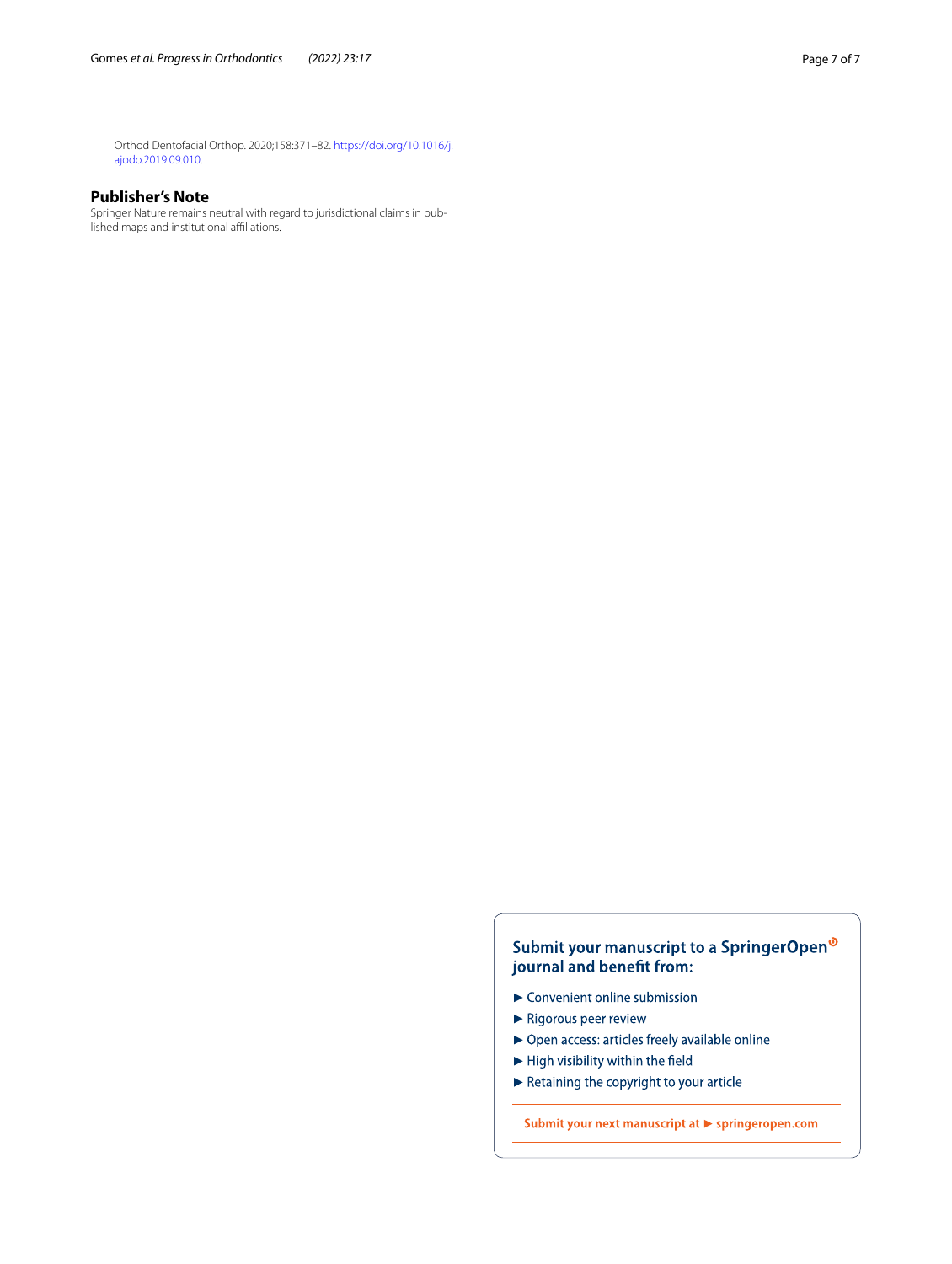Orthod Dentofacial Orthop. 2020;158:371–82. https://doi.org/10.1016/j.ajodo.2019.09.010.

## Publisher's Note

Springer Nature remains neutral with regard to jurisdictional claims in published maps and institutional affiliations.

**Submit your manuscript to a SpringerOpen journal and benefit from:**

- ► Convenient online submission
- ► Rigorous peer review
- ► Open access: articles freely available online
- ► High visibility within the field
- ► Retaining the copyright to your article

**Submit your next manuscript at ► springeropen.com**